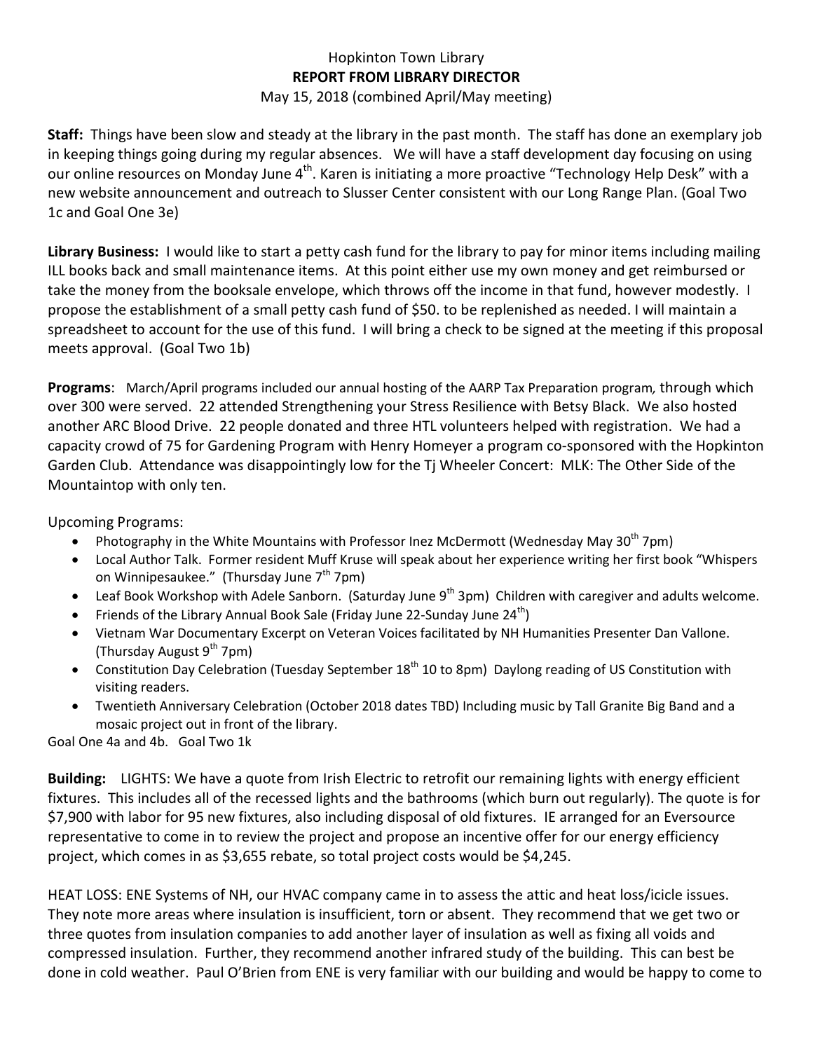Hopkinton Town Library

**REPORT FROM LIBRARY DIRECTOR**

May 15, 2018 (combined April/May meeting)

**Staff:** Things have been slow and steady at the library in the past month. The staff has done an exemplary job in keeping things going during my regular absences. We will have a staff development day focusing on using our online resources on Monday June 4th. Karen is initiating a more proactive "Technology Help Desk" with a new website announcement and outreach to Slusser Center consistent with our Long Range Plan. (Goal Two 1c and Goal One 3e)

**Library Business:** I would like to start a petty cash fund for the library to pay for minor items including mailing ILL books back and small maintenance items. At this point either use my own money and get reimbursed or take the money from the booksale envelope, which throws off the income in that fund, however modestly. I propose the establishment of a small petty cash fund of $50. to be replenished as needed. I will maintain a spreadsheet to account for the use of this fund. I will bring a check to be signed at the meeting if this proposal meets approval. (Goal Two 1b)

**Programs**: March/April programs included our annual hosting of the AARP Tax Preparation program, through which over 300 were served. 22 attended Strengthening your Stress Resilience with Betsy Black. We also hosted another ARC Blood Drive. 22 people donated and three HTL volunteers helped with registration. We had a capacity crowd of 75 for Gardening Program with Henry Homeyer a program co-sponsored with the Hopkinton Garden Club. Attendance was disappointingly low for the Tj Wheeler Concert: MLK: The Other Side of the Mountaintop with only ten.

Upcoming Programs:

- Photography in the White Mountains with Professor Inez McDermott (Wednesday May 30th 7pm)
- Local Author Talk. Former resident Muff Kruse will speak about her experience writing her first book "Whispers on Winnipesaukee." (Thursday June 7th 7pm)
- Leaf Book Workshop with Adele Sanborn. (Saturday June 9th 3pm) Children with caregiver and adults welcome.
- Friends of the Library Annual Book Sale (Friday June 22-Sunday June 24th)
- Vietnam War Documentary Excerpt on Veteran Voices facilitated by NH Humanities Presenter Dan Vallone. (Thursday August 9th 7pm)
- Constitution Day Celebration (Tuesday September 18th 10 to 8pm) Daylong reading of US Constitution with visiting readers.
- Twentieth Anniversary Celebration (October 2018 dates TBD) Including music by Tall Granite Big Band and a mosaic project out in front of the library.

Goal One 4a and 4b. Goal Two 1k

**Building:** LIGHTS: We have a quote from Irish Electric to retrofit our remaining lights with energy efficient fixtures. This includes all of the recessed lights and the bathrooms (which burn out regularly). The quote is for $7,900 with labor for 95 new fixtures, also including disposal of old fixtures. IE arranged for an Eversource representative to come in to review the project and propose an incentive offer for our energy efficiency project, which comes in as $3,655 rebate, so total project costs would be $4,245.

HEAT LOSS: ENE Systems of NH, our HVAC company came in to assess the attic and heat loss/icicle issues. They note more areas where insulation is insufficient, torn or absent. They recommend that we get two or three quotes from insulation companies to add another layer of insulation as well as fixing all voids and compressed insulation. Further, they recommend another infrared study of the building. This can best be done in cold weather. Paul O'Brien from ENE is very familiar with our building and would be happy to come to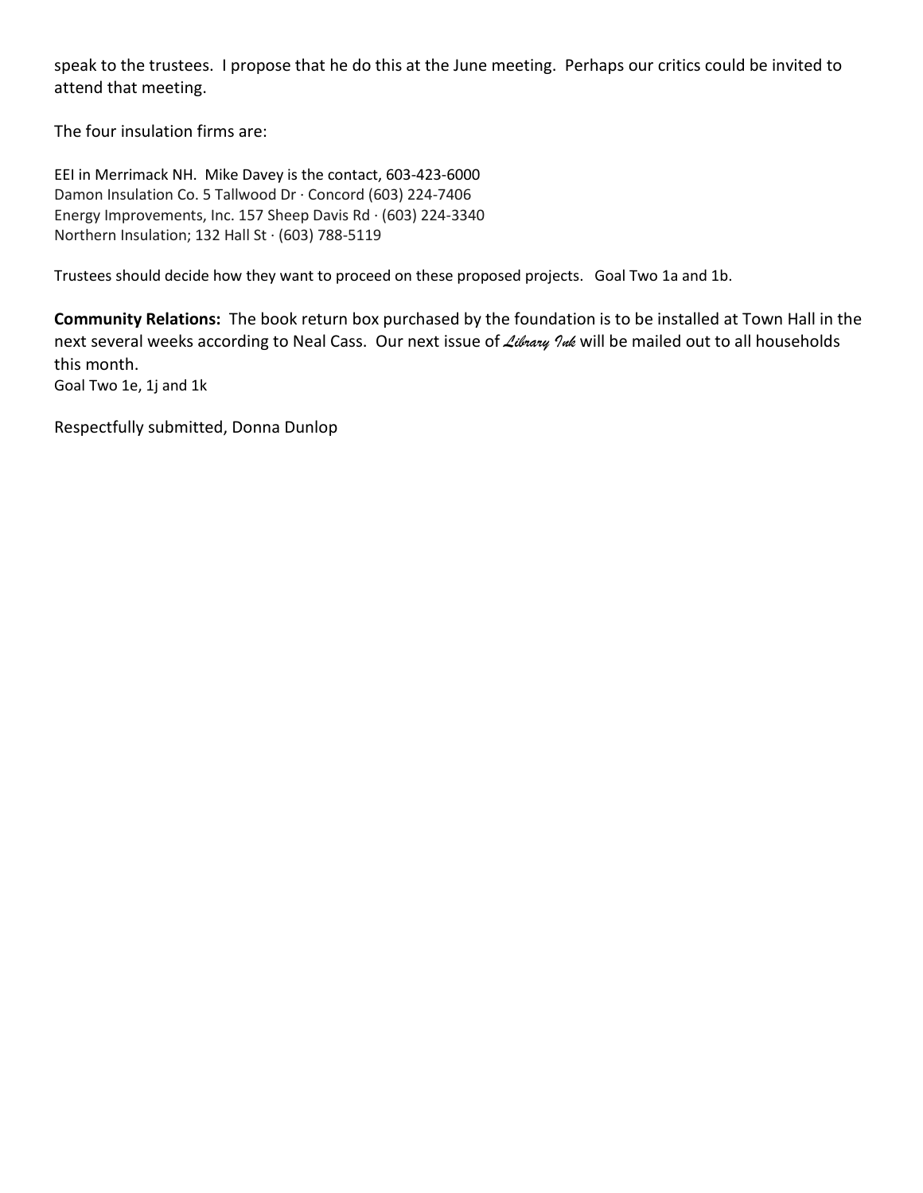speak to the trustees. I propose that he do this at the June meeting. Perhaps our critics could be invited to attend that meeting.

The four insulation firms are:

EEI in Merrimack NH. Mike Davey is the contact, 603-423-6000
Damon Insulation Co. 5 Tallwood Dr · Concord (603) 224-7406
Energy Improvements, Inc. 157 Sheep Davis Rd · (603) 224-3340
Northern Insulation; 132 Hall St · (603) 788-5119

Trustees should decide how they want to proceed on these proposed projects. Goal Two 1a and 1b.

**Community Relations:** The book return box purchased by the foundation is to be installed at Town Hall in the next several weeks according to Neal Cass. Our next issue of *Library Ink* will be mailed out to all households this month.
Goal Two 1e, 1j and 1k

Respectfully submitted, Donna Dunlop